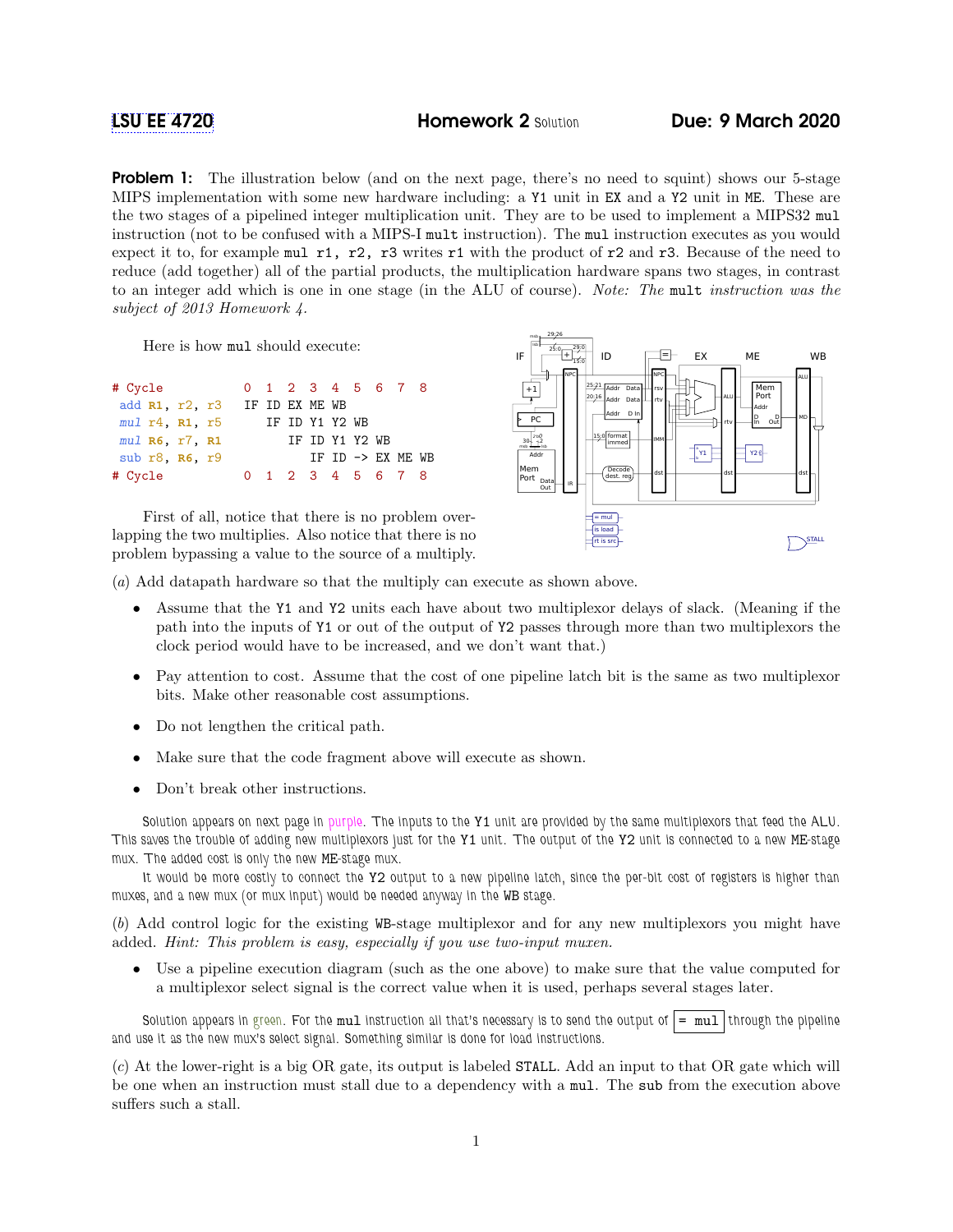**LSU EE 4720** **Homework 2** Solution **Due: 9 March 2020**

**Problem 1:** The illustration below (and on the next page, there's no need to squint) shows our 5-stage MIPS implementation with some new hardware including: a `Y1` unit in `EX` and a `Y2` unit in `ME`. These are the two stages of a pipelined integer multiplication unit. They are to be used to implement a MIPS32 `mul` instruction (not to be confused with a MIPS-I `mult` instruction). The `mul` instruction executes as you would expect it to, for example `mul r1, r2, r3` writes `r1` with the product of `r2` and `r3`. Because of the need to reduce (add together) all of the partial products, the multiplication hardware spans two stages, in contrast to an integer add which is one in one stage (in the ALU of course). *Note: The* `mult` *instruction was the subject of 2013 Homework 4.*

Here is how `mul` should execute:

```
# Cycle          0  1  2  3  4  5  6  7  8
 add R1, r2, r3  IF ID EX ME WB
 mul r4, R1, r5     IF ID Y1 Y2 WB
 mul R6, r7, R1        IF ID Y1 Y2 WB
 sub r8, R6, r9           IF ID -> EX ME WB
# Cycle          0  1  2  3  4  5  6  7  8
```

First of all, notice that there is no problem overlapping the two multiplies. Also notice that there is no problem bypassing a value to the source of a multiply.

(*a*) Add datapath hardware so that the multiply can execute as shown above.

- Assume that the `Y1` and `Y2` units each have about two multiplexor delays of slack. (Meaning if the path into the inputs of `Y1` or out of the output of `Y2` passes through more than two multiplexors the clock period would have to be increased, and we don't want that.)
- Pay attention to cost. Assume that the cost of one pipeline latch bit is the same as two multiplexor bits. Make other reasonable cost assumptions.
- Do not lengthen the critical path.
- Make sure that the code fragment above will execute as shown.
- Don't break other instructions.

Solution appears on next page in purple. The inputs to the `Y1` unit are provided by the same multiplexors that feed the ALU. This saves the trouble of adding new multiplexors just for the `Y1` unit. The output of the `Y2` unit is connected to a new `ME`-stage mux. The added cost is only the new `ME`-stage mux.

It would be more costly to connect the `Y2` output to a new pipeline latch, since the per-bit cost of registers is higher than muxes, and a new mux (or mux input) would be needed anyway in the `WB` stage.

(*b*) Add control logic for the existing `WB`-stage multiplexor and for any new multiplexors you might have added. *Hint: This problem is easy, especially if you use two-input muxen.*

- Use a pipeline execution diagram (such as the one above) to make sure that the value computed for a multiplexor select signal is the correct value when it is used, perhaps several stages later.

Solution appears in green. For the `mul` instruction all that's necessary is to send the output of `= mul` through the pipeline and use it as the new mux's select signal. Something similar is done for load instructions.

(*c*) At the lower-right is a big OR gate, its output is labeled `STALL`. Add an input to that OR gate which will be one when an instruction must stall due to a dependency with a `mul`. The `sub` from the execution above suffers such a stall.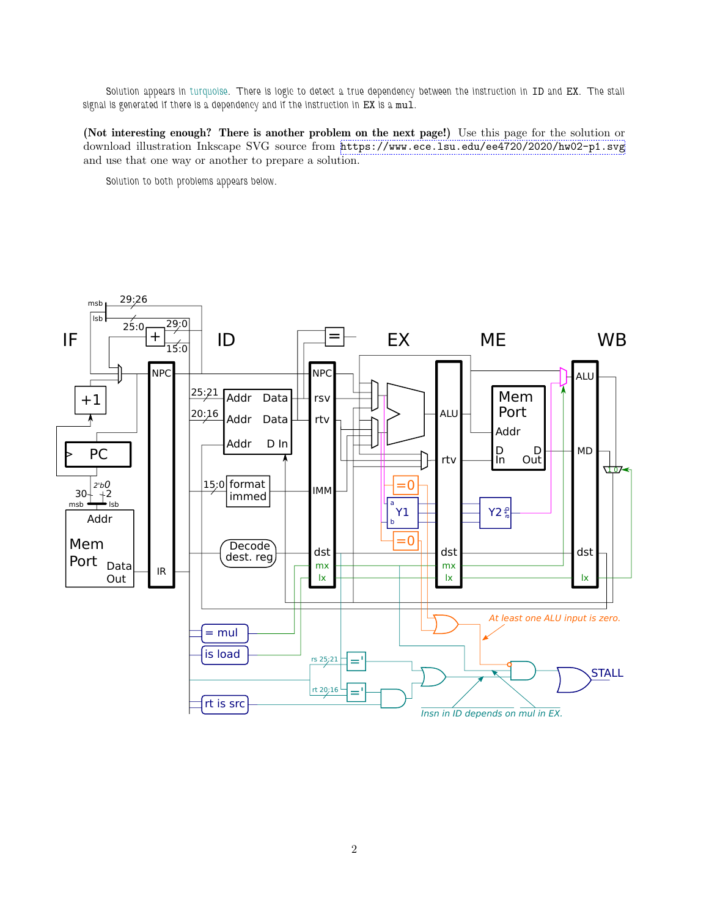Solution appears in turquoise. There is logic to detect a true dependency between the instruction in ID and EX. The stall signal is generated if there is a dependency and if the instruction in EX is a `mul`.

**(Not interesting enough? There is another problem on the next page!)** Use this page for the solution or download illustration Inkscape SVG source from `https://www.ece.lsu.edu/ee4720/2020/hw02-p1.svg` and use that one way or another to prepare a solution.

Solution to both problems appears below.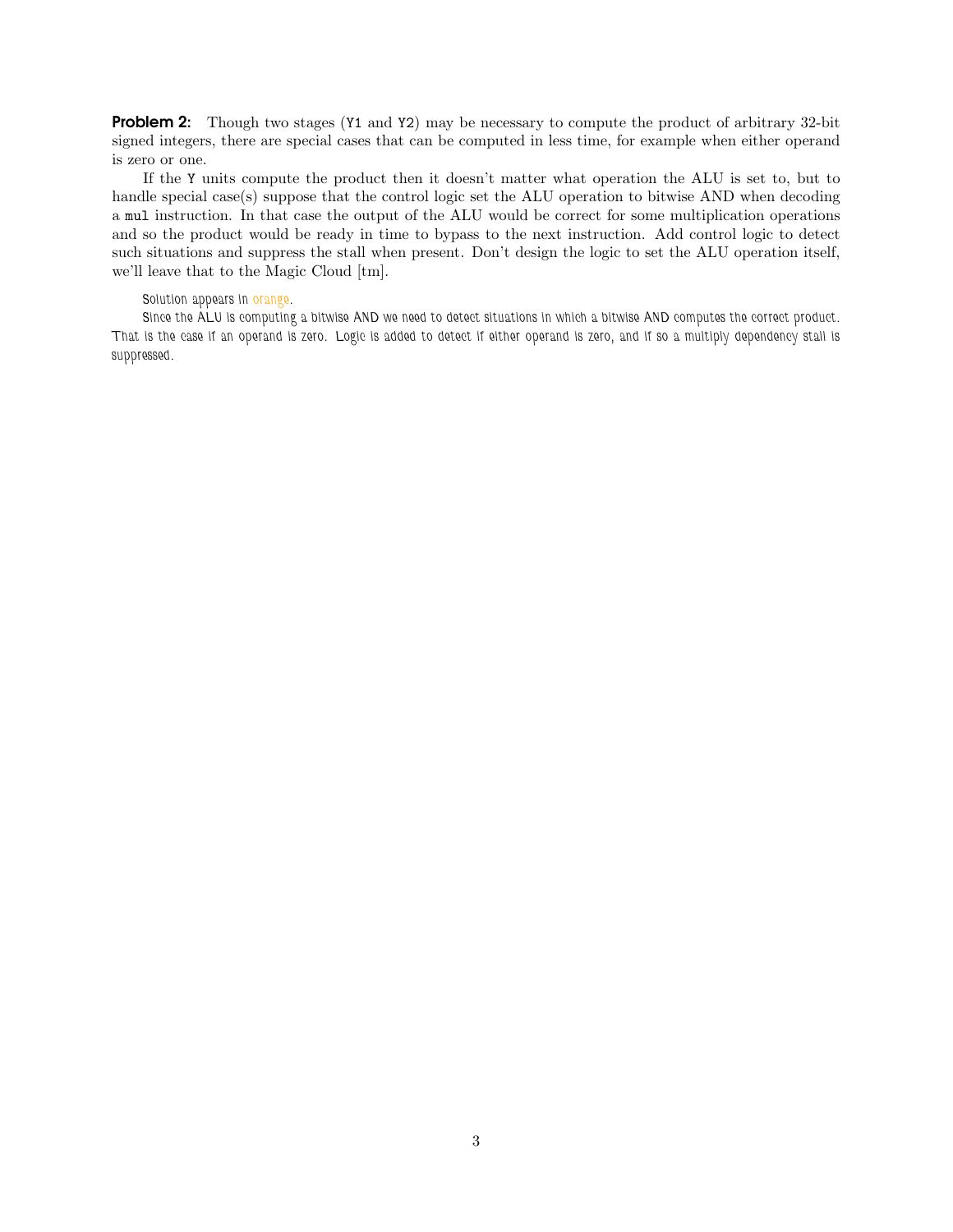**Problem 2:** Though two stages (`Y1` and `Y2`) may be necessary to compute the product of arbitrary 32-bit signed integers, there are special cases that can be computed in less time, for example when either operand is zero or one.

If the `Y` units compute the product then it doesn't matter what operation the ALU is set to, but to handle special case(s) suppose that the control logic set the ALU operation to bitwise AND when decoding a `mul` instruction. In that case the output of the ALU would be correct for some multiplication operations and so the product would be ready in time to bypass to the next instruction. Add control logic to detect such situations and suppress the stall when present. Don't design the logic to set the ALU operation itself, we'll leave that to the Magic Cloud [tm].

Solution appears in orange.

Since the ALU is computing a bitwise AND we need to detect situations in which a bitwise AND computes the correct product. That is the case if an operand is zero. Logic is added to detect if either operand is zero, and if so a multiply dependency stall is suppressed.